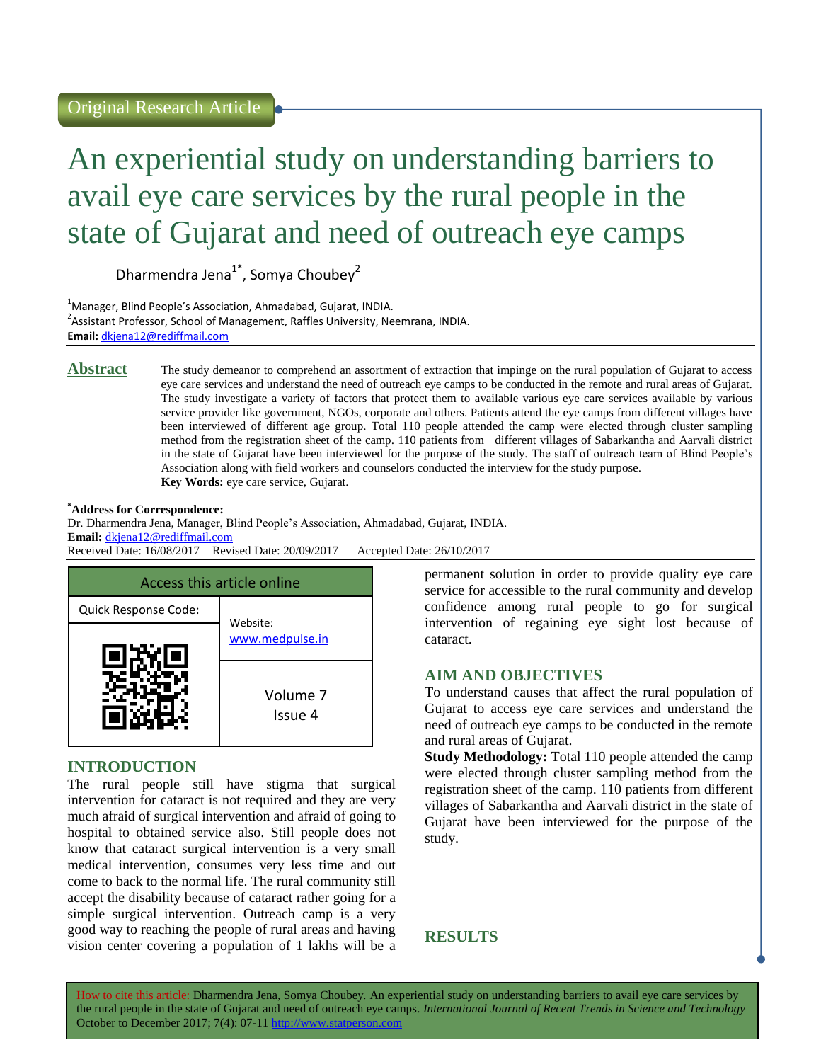Original Research Article

# An experiential study on understanding barriers to avail eye care services by the rural people in the state of Gujarat and need of outreach eye camps

Dharmendra Jena[1*], Somya Choubey[2]

[1]Manager, Blind People's Association, Ahmadabad, Gujarat, INDIA.
[2]Assistant Professor, School of Management, Raffles University, Neemrana, INDIA.
**Email:** dkjena12@rediffmail.com

## Abstract

The study demeanor to comprehend an assortment of extraction that impinge on the rural population of Gujarat to access eye care services and understand the need of outreach eye camps to be conducted in the remote and rural areas of Gujarat. The study investigate a variety of factors that protect them to available various eye care services available by various service provider like government, NGOs, corporate and others. Patients attend the eye camps from different villages have been interviewed of different age group. Total 110 people attended the camp were elected through cluster sampling method from the registration sheet of the camp. 110 patients from different villages of Sabarkantha and Aarvali district in the state of Gujarat have been interviewed for the purpose of the study. The staff of outreach team of Blind People's Association along with field workers and counselors conducted the interview for the study purpose.

**Key Words:** eye care service, Gujarat.

***Address for Correspondence:**
Dr. Dharmendra Jena, Manager, Blind People's Association, Ahmadabad, Gujarat, INDIA.
**Email:** dkjena12@rediffmail.com
Received Date: 16/08/2017 Revised Date: 20/09/2017 Accepted Date: 26/10/2017

| Access this article online | |
|---|---|
| Quick Response Code: | Website: www.medpulse.in |
| | Volume 7 Issue 4 |

## INTRODUCTION

The rural people still have stigma that surgical intervention for cataract is not required and they are very much afraid of surgical intervention and afraid of going to hospital to obtained service also. Still people does not know that cataract surgical intervention is a very small medical intervention, consumes very less time and out come to back to the normal life. The rural community still accept the disability because of cataract rather going for a simple surgical intervention. Outreach camp is a very good way to reaching the people of rural areas and having vision center covering a population of 1 lakhs will be a permanent solution in order to provide quality eye care service for accessible to the rural community and develop confidence among rural people to go for surgical intervention of regaining eye sight lost because of cataract.

## AIM AND OBJECTIVES

To understand causes that affect the rural population of Gujarat to access eye care services and understand the need of outreach eye camps to be conducted in the remote and rural areas of Gujarat.

**Study Methodology:** Total 110 people attended the camp were elected through cluster sampling method from the registration sheet of the camp. 110 patients from different villages of Sabarkantha and Aarvali district in the state of Gujarat have been interviewed for the purpose of the study.

## RESULTS

How to cite this article: Dharmendra Jena, Somya Choubey. An experiential study on understanding barriers to avail eye care services by the rural people in the state of Gujarat and need of outreach eye camps. *International Journal of Recent Trends in Science and Technology* October to December 2017; 7(4): 07-11 http://www.statperson.com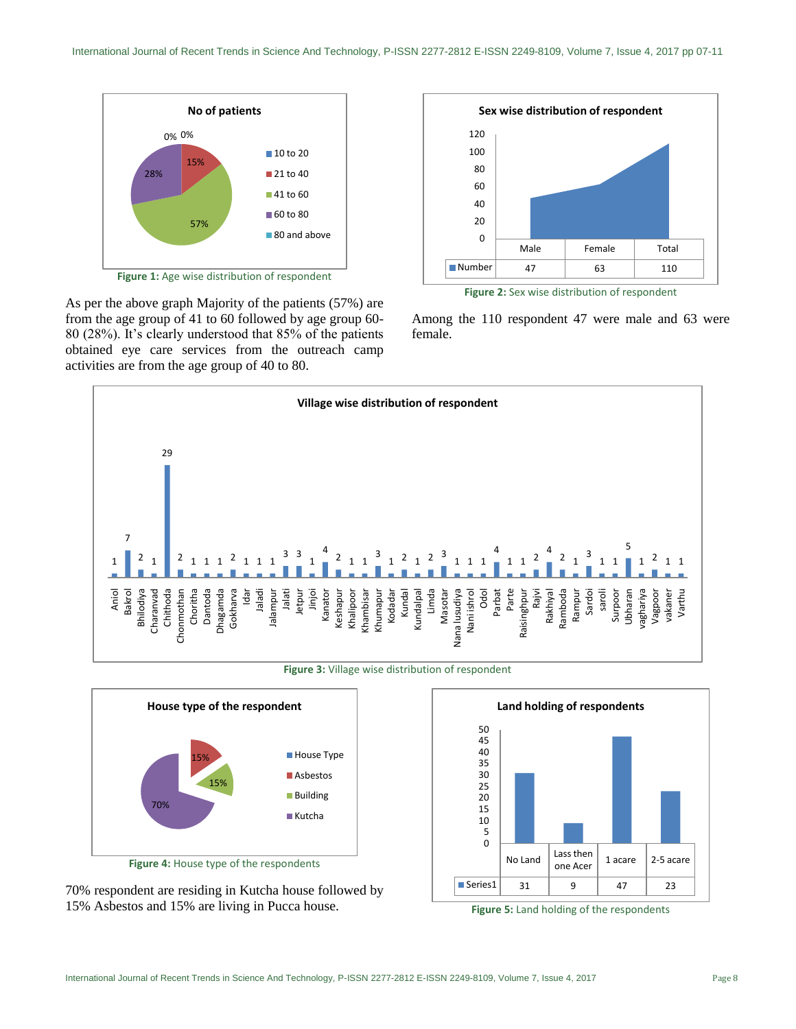Figure 1: Age wise distribution of respondent

As per the above graph Majority of the patients (57%) are from the age group of 41 to 60 followed by age group 60-80 (28%). It's clearly understood that 85% of the patients obtained eye care services from the outreach camp activities are from the age group of 40 to 80.

| | Male | Female | Total |
|---|---|---|---|
| Number | 47 | 63 | 110 |

Figure 2: Sex wise distribution of respondent

Among the 110 respondent 47 were male and 63 were female.

Figure 3: Village wise distribution of respondent

Figure 4: House type of the respondents

70% respondent are residing in Kutcha house followed by 15% Asbestos and 15% are living in Pucca house.

| | No Land | Lass then one Acer | 1 acare | 2-5 acare |
|---|---|---|---|---|
| Series1 | 31 | 9 | 47 | 23 |

Figure 5: Land holding of the respondents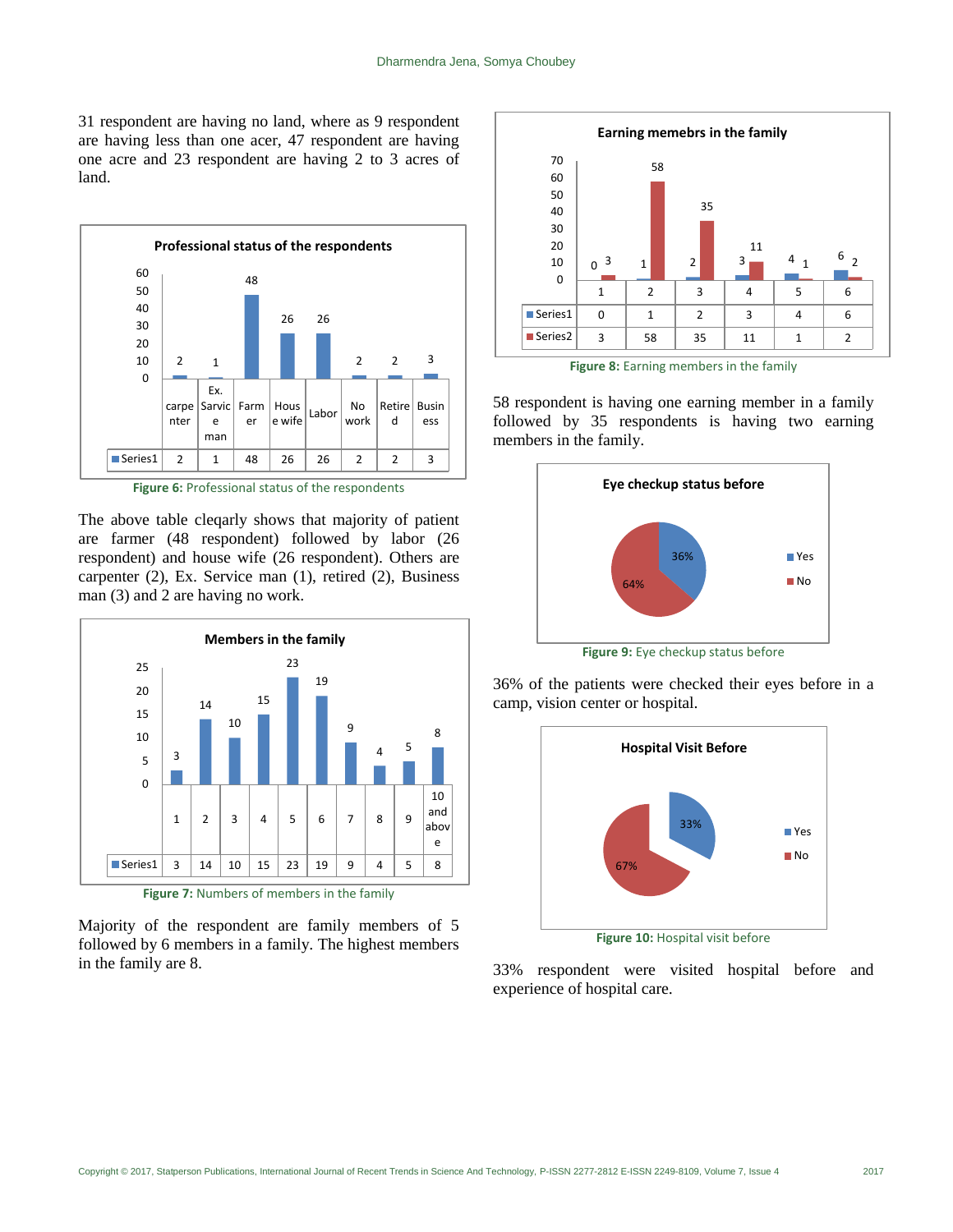31 respondent are having no land, where as 9 respondent are having less than one acer, 47 respondent are having one acre and 23 respondent are having 2 to 3 acres of land.

**Professional status of the respondents**

| | carpenter | Ex. Service man | Farmer | House wife | Labor | No work | Retired | Business |
|---|---|---|---|---|---|---|---|---|
| Series1 | 2 | 1 | 48 | 26 | 26 | 2 | 2 | 3 |

**Figure 6:** Professional status of the respondents

The above table cleqarly shows that majority of patient are farmer (48 respondent) followed by labor (26 respondent) and house wife (26 respondent). Others are carpenter (2), Ex. Service man (1), retired (2), Business man (3) and 2 are having no work.

**Members in the family**

| | 1 | 2 | 3 | 4 | 5 | 6 | 7 | 8 | 9 | 10 and above |
|---|---|---|---|---|---|---|---|---|---|---|
| Series1 | 3 | 14 | 10 | 15 | 23 | 19 | 9 | 4 | 5 | 8 |

**Figure 7:** Numbers of members in the family

Majority of the respondent are family members of 5 followed by 6 members in a family. The highest members in the family are 8.

**Earning memebrs in the family**

| | 1 | 2 | 3 | 4 | 5 | 6 |
|---|---|---|---|---|---|---|
| Series1 | 0 | 1 | 2 | 3 | 4 | 6 |
| Series2 | 3 | 58 | 35 | 11 | 1 | 2 |

**Figure 8:** Earning members in the family

58 respondent is having one earning member in a family followed by 35 respondents is having two earning members in the family.

**Eye checkup status before**

Yes: 36%, No: 64%

**Figure 9:** Eye checkup status before

36% of the patients were checked their eyes before in a camp, vision center or hospital.

**Hospital Visit Before**

Yes: 33%, No: 67%

**Figure 10:** Hospital visit before

33% respondent were visited hospital before and experience of hospital care.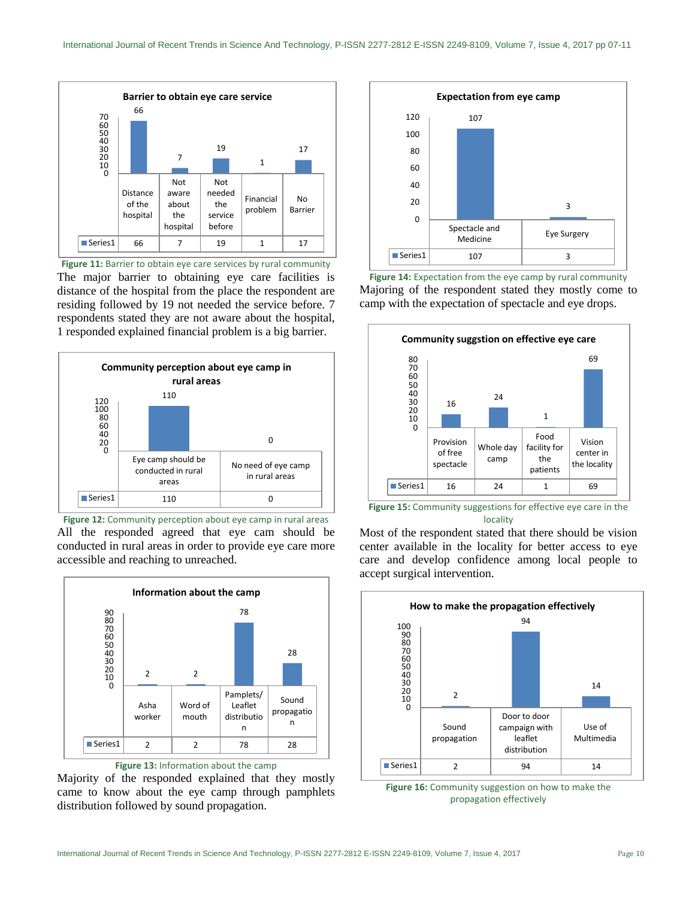**Barrier to obtain eye care service**

| | Distance of the hospital | Not aware about the hospital | Not needed the service before | Financial problem | No Barrier |
|---|---|---|---|---|---|
| Series1 | 66 | 7 | 19 | 1 | 17 |

**Figure 11:** Barrier to obtain eye care services by rural community

The major barrier to obtaining eye care facilities is distance of the hospital from the place the respondent are residing followed by 19 not needed the service before. 7 respondents stated they are not aware about the hospital, 1 responded explained financial problem is a big barrier.

**Community perception about eye camp in rural areas**

| | Eye camp should be conducted in rural areas | No need of eye camp in rural areas |
|---|---|---|
| Series1 | 110 | 0 |

**Figure 12:** Community perception about eye camp in rural areas

All the responded agreed that eye cam should be conducted in rural areas in order to provide eye care more accessible and reaching to unreached.

**Information about the camp**

| | Asha worker | Word of mouth | Pamplets/ Leaflet distributio n | Sound propagatio n |
|---|---|---|---|---|
| Series1 | 2 | 2 | 78 | 28 |

**Figure 13:** Information about the camp

Majority of the responded explained that they mostly came to know about the eye camp through pamphlets distribution followed by sound propagation.

**Expectation from eye camp**

| | Spectacle and Medicine | Eye Surgery |
|---|---|---|
| Series1 | 107 | 3 |

**Figure 14:** Expectation from the eye camp by rural community

Majoring of the respondent stated they mostly come to camp with the expectation of spectacle and eye drops.

**Community suggstion on effective eye care**

| | Provision of free spectacle | Whole day camp | Food facility for the patients | Vision center in the locality |
|---|---|---|---|---|
| Series1 | 16 | 24 | 1 | 69 |

**Figure 15:** Community suggestions for effective eye care in the locality

Most of the respondent stated that there should be vision center available in the locality for better access to eye care and develop confidence among local people to accept surgical intervention.

**How to make the propagation effectively**

| | Sound propagation | Door to door campaign with leaflet distribution | Use of Multimedia |
|---|---|---|---|
| Series1 | 2 | 94 | 14 |

**Figure 16:** Community suggestion on how to make the propagation effectively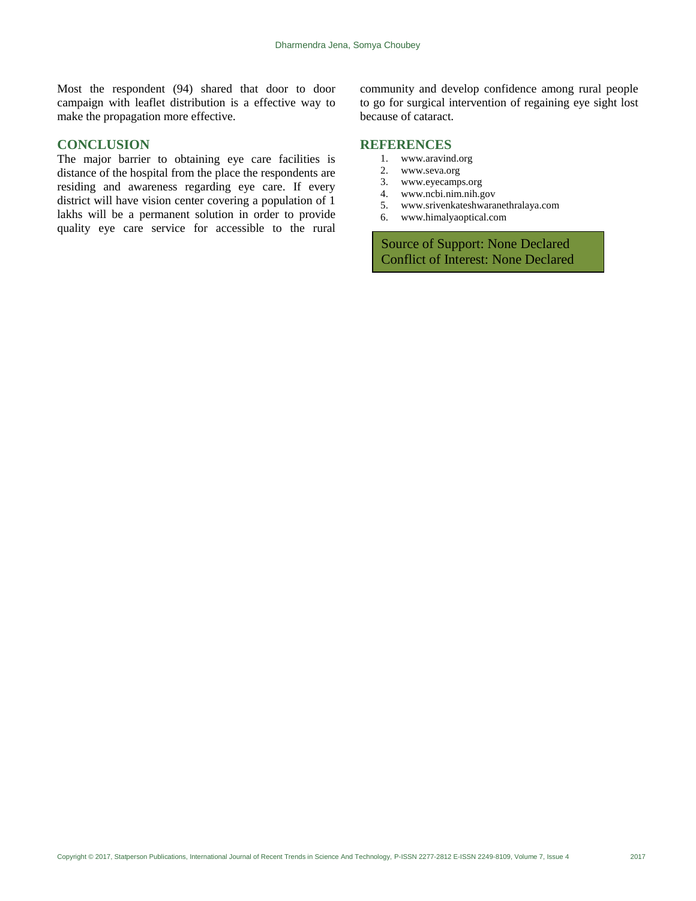Most the respondent (94) shared that door to door campaign with leaflet distribution is a effective way to make the propagation more effective.

## CONCLUSION

The major barrier to obtaining eye care facilities is distance of the hospital from the place the respondents are residing and awareness regarding eye care. If every district will have vision center covering a population of 1 lakhs will be a permanent solution in order to provide quality eye care service for accessible to the rural community and develop confidence among rural people to go for surgical intervention of regaining eye sight lost because of cataract.

## REFERENCES

1. www.aravind.org
2. www.seva.org
3. www.eyecamps.org
4. www.ncbi.nim.nih.gov
5. www.srivenkateshwaranethralaya.com
6. www.himalyaoptical.com

Source of Support: None Declared
Conflict of Interest: None Declared